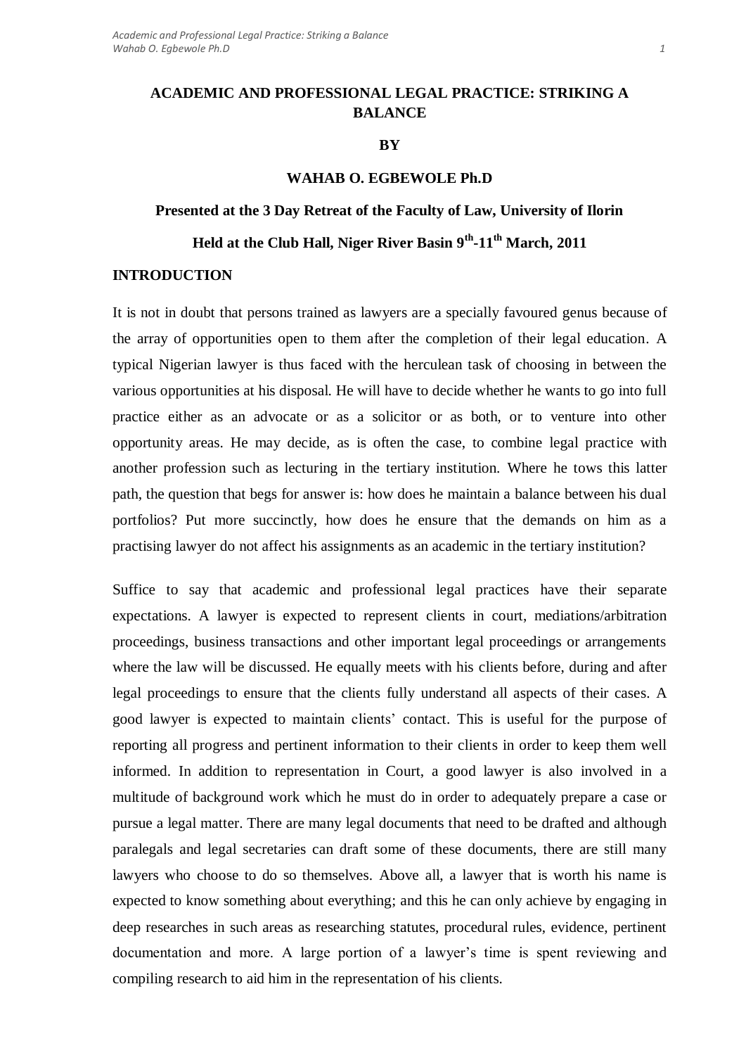# ACADEMIC AND PROFESSIONAL LEGAL PRACTICE: STRIKING A BALANCE

**BY**

**WAHAB O. EGBEWOLE Ph.D**

**Presented at the 3 Day Retreat of the Faculty of Law, University of Ilorin**

**Held at the Club Hall, Niger River Basin 9th-11th March, 2011**

## INTRODUCTION

It is not in doubt that persons trained as lawyers are a specially favoured genus because of the array of opportunities open to them after the completion of their legal education. A typical Nigerian lawyer is thus faced with the herculean task of choosing in between the various opportunities at his disposal. He will have to decide whether he wants to go into full practice either as an advocate or as a solicitor or as both, or to venture into other opportunity areas. He may decide, as is often the case, to combine legal practice with another profession such as lecturing in the tertiary institution. Where he tows this latter path, the question that begs for answer is: how does he maintain a balance between his dual portfolios? Put more succinctly, how does he ensure that the demands on him as a practising lawyer do not affect his assignments as an academic in the tertiary institution?

Suffice to say that academic and professional legal practices have their separate expectations. A lawyer is expected to represent clients in court, mediations/arbitration proceedings, business transactions and other important legal proceedings or arrangements where the law will be discussed. He equally meets with his clients before, during and after legal proceedings to ensure that the clients fully understand all aspects of their cases. A good lawyer is expected to maintain clients' contact. This is useful for the purpose of reporting all progress and pertinent information to their clients in order to keep them well informed. In addition to representation in Court, a good lawyer is also involved in a multitude of background work which he must do in order to adequately prepare a case or pursue a legal matter. There are many legal documents that need to be drafted and although paralegals and legal secretaries can draft some of these documents, there are still many lawyers who choose to do so themselves. Above all, a lawyer that is worth his name is expected to know something about everything; and this he can only achieve by engaging in deep researches in such areas as researching statutes, procedural rules, evidence, pertinent documentation and more. A large portion of a lawyer's time is spent reviewing and compiling research to aid him in the representation of his clients.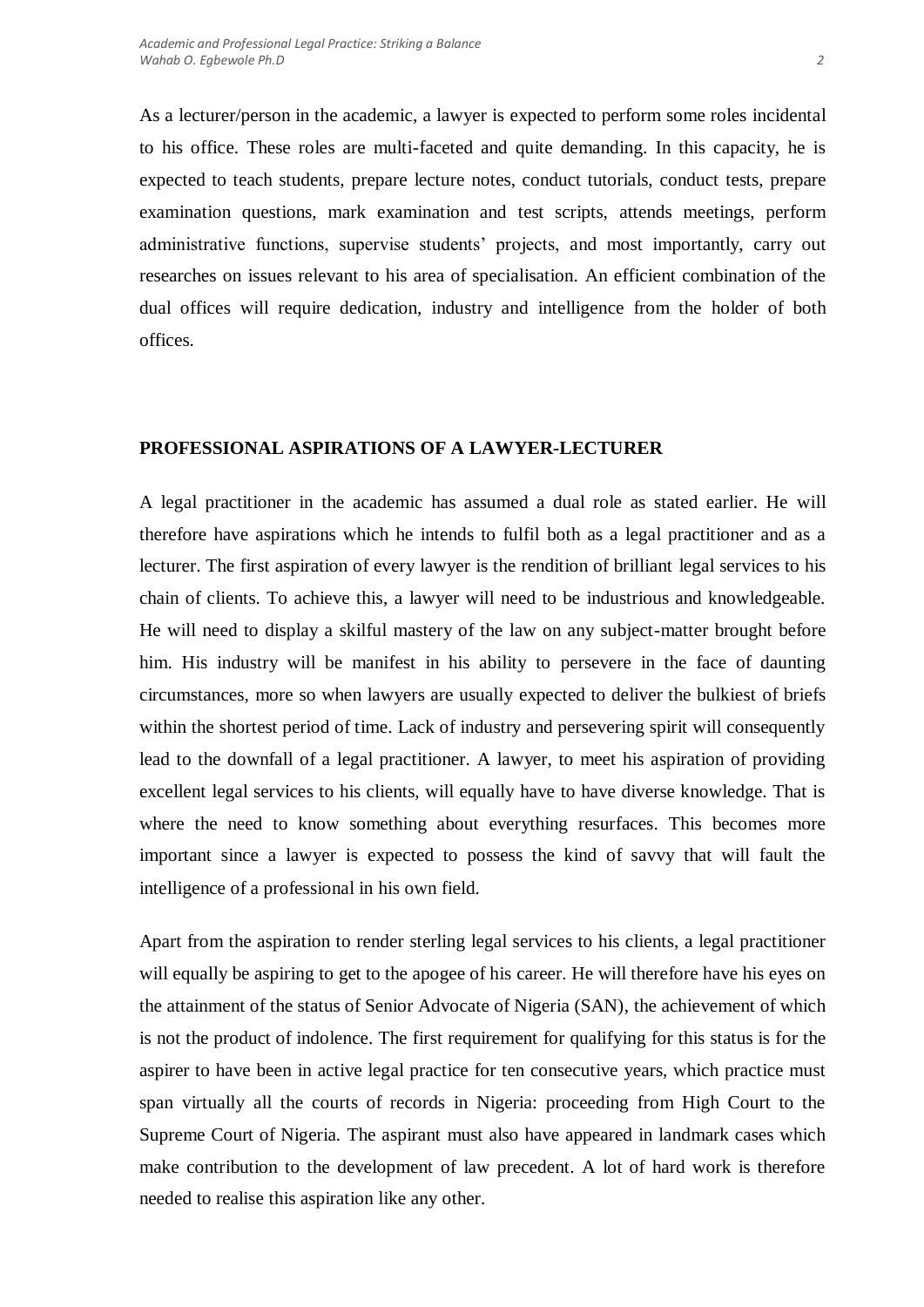As a lecturer/person in the academic, a lawyer is expected to perform some roles incidental to his office. These roles are multi-faceted and quite demanding. In this capacity, he is expected to teach students, prepare lecture notes, conduct tutorials, conduct tests, prepare examination questions, mark examination and test scripts, attends meetings, perform administrative functions, supervise students' projects, and most importantly, carry out researches on issues relevant to his area of specialisation. An efficient combination of the dual offices will require dedication, industry and intelligence from the holder of both offices.

## PROFESSIONAL ASPIRATIONS OF A LAWYER-LECTURER

A legal practitioner in the academic has assumed a dual role as stated earlier. He will therefore have aspirations which he intends to fulfil both as a legal practitioner and as a lecturer. The first aspiration of every lawyer is the rendition of brilliant legal services to his chain of clients. To achieve this, a lawyer will need to be industrious and knowledgeable. He will need to display a skilful mastery of the law on any subject-matter brought before him. His industry will be manifest in his ability to persevere in the face of daunting circumstances, more so when lawyers are usually expected to deliver the bulkiest of briefs within the shortest period of time. Lack of industry and persevering spirit will consequently lead to the downfall of a legal practitioner. A lawyer, to meet his aspiration of providing excellent legal services to his clients, will equally have to have diverse knowledge. That is where the need to know something about everything resurfaces. This becomes more important since a lawyer is expected to possess the kind of savvy that will fault the intelligence of a professional in his own field.

Apart from the aspiration to render sterling legal services to his clients, a legal practitioner will equally be aspiring to get to the apogee of his career. He will therefore have his eyes on the attainment of the status of Senior Advocate of Nigeria (SAN), the achievement of which is not the product of indolence. The first requirement for qualifying for this status is for the aspirer to have been in active legal practice for ten consecutive years, which practice must span virtually all the courts of records in Nigeria: proceeding from High Court to the Supreme Court of Nigeria. The aspirant must also have appeared in landmark cases which make contribution to the development of law precedent. A lot of hard work is therefore needed to realise this aspiration like any other.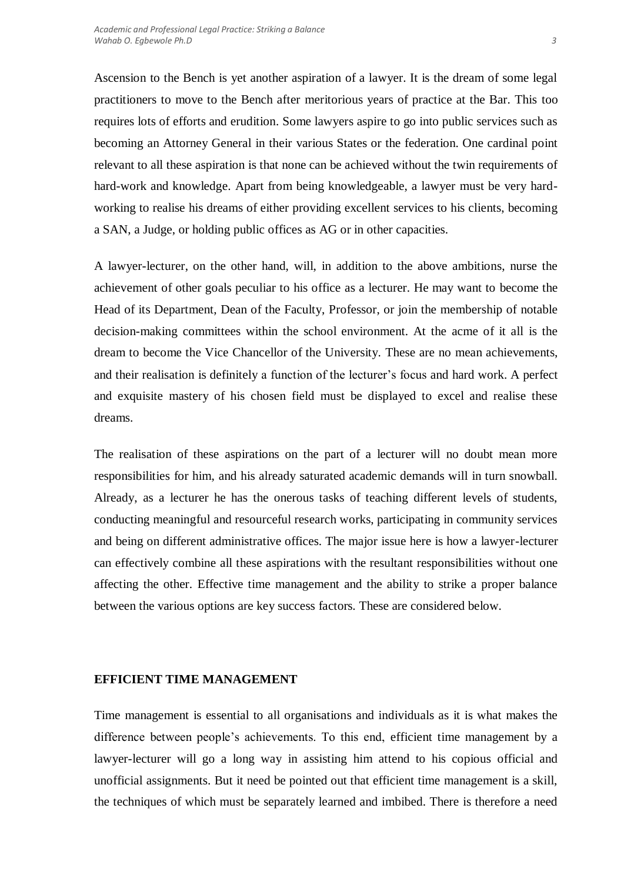Ascension to the Bench is yet another aspiration of a lawyer. It is the dream of some legal practitioners to move to the Bench after meritorious years of practice at the Bar. This too requires lots of efforts and erudition. Some lawyers aspire to go into public services such as becoming an Attorney General in their various States or the federation. One cardinal point relevant to all these aspiration is that none can be achieved without the twin requirements of hard-work and knowledge. Apart from being knowledgeable, a lawyer must be very hard-working to realise his dreams of either providing excellent services to his clients, becoming a SAN, a Judge, or holding public offices as AG or in other capacities.

A lawyer-lecturer, on the other hand, will, in addition to the above ambitions, nurse the achievement of other goals peculiar to his office as a lecturer. He may want to become the Head of its Department, Dean of the Faculty, Professor, or join the membership of notable decision-making committees within the school environment. At the acme of it all is the dream to become the Vice Chancellor of the University. These are no mean achievements, and their realisation is definitely a function of the lecturer's focus and hard work. A perfect and exquisite mastery of his chosen field must be displayed to excel and realise these dreams.

The realisation of these aspirations on the part of a lecturer will no doubt mean more responsibilities for him, and his already saturated academic demands will in turn snowball. Already, as a lecturer he has the onerous tasks of teaching different levels of students, conducting meaningful and resourceful research works, participating in community services and being on different administrative offices. The major issue here is how a lawyer-lecturer can effectively combine all these aspirations with the resultant responsibilities without one affecting the other. Effective time management and the ability to strike a proper balance between the various options are key success factors. These are considered below.

## EFFICIENT TIME MANAGEMENT

Time management is essential to all organisations and individuals as it is what makes the difference between people's achievements. To this end, efficient time management by a lawyer-lecturer will go a long way in assisting him attend to his copious official and unofficial assignments. But it need be pointed out that efficient time management is a skill, the techniques of which must be separately learned and imbibed. There is therefore a need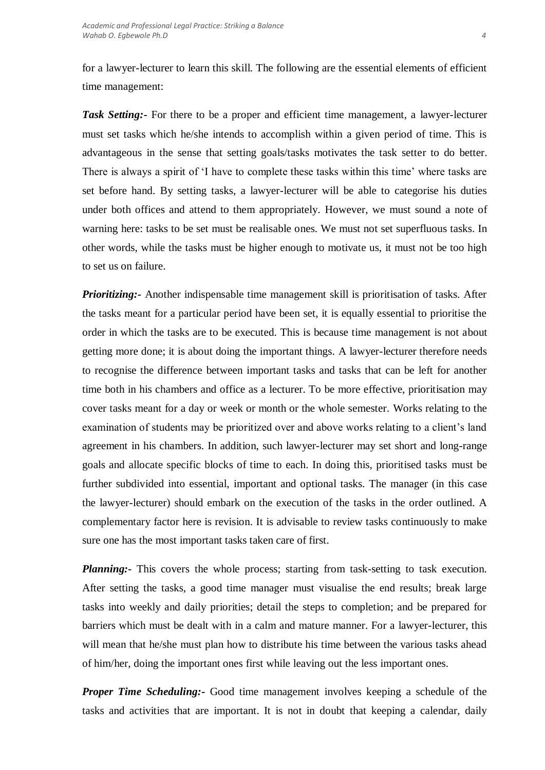for a lawyer-lecturer to learn this skill. The following are the essential elements of efficient time management:

***Task Setting:-*** For there to be a proper and efficient time management, a lawyer-lecturer must set tasks which he/she intends to accomplish within a given period of time. This is advantageous in the sense that setting goals/tasks motivates the task setter to do better. There is always a spirit of 'I have to complete these tasks within this time' where tasks are set before hand. By setting tasks, a lawyer-lecturer will be able to categorise his duties under both offices and attend to them appropriately. However, we must sound a note of warning here: tasks to be set must be realisable ones. We must not set superfluous tasks. In other words, while the tasks must be higher enough to motivate us, it must not be too high to set us on failure.

***Prioritizing:-*** Another indispensable time management skill is prioritisation of tasks. After the tasks meant for a particular period have been set, it is equally essential to prioritise the order in which the tasks are to be executed. This is because time management is not about getting more done; it is about doing the important things. A lawyer-lecturer therefore needs to recognise the difference between important tasks and tasks that can be left for another time both in his chambers and office as a lecturer. To be more effective, prioritisation may cover tasks meant for a day or week or month or the whole semester. Works relating to the examination of students may be prioritized over and above works relating to a client's land agreement in his chambers. In addition, such lawyer-lecturer may set short and long-range goals and allocate specific blocks of time to each. In doing this, prioritised tasks must be further subdivided into essential, important and optional tasks. The manager (in this case the lawyer-lecturer) should embark on the execution of the tasks in the order outlined. A complementary factor here is revision. It is advisable to review tasks continuously to make sure one has the most important tasks taken care of first.

***Planning:-*** This covers the whole process; starting from task-setting to task execution. After setting the tasks, a good time manager must visualise the end results; break large tasks into weekly and daily priorities; detail the steps to completion; and be prepared for barriers which must be dealt with in a calm and mature manner. For a lawyer-lecturer, this will mean that he/she must plan how to distribute his time between the various tasks ahead of him/her, doing the important ones first while leaving out the less important ones.

***Proper Time Scheduling:-*** Good time management involves keeping a schedule of the tasks and activities that are important. It is not in doubt that keeping a calendar, daily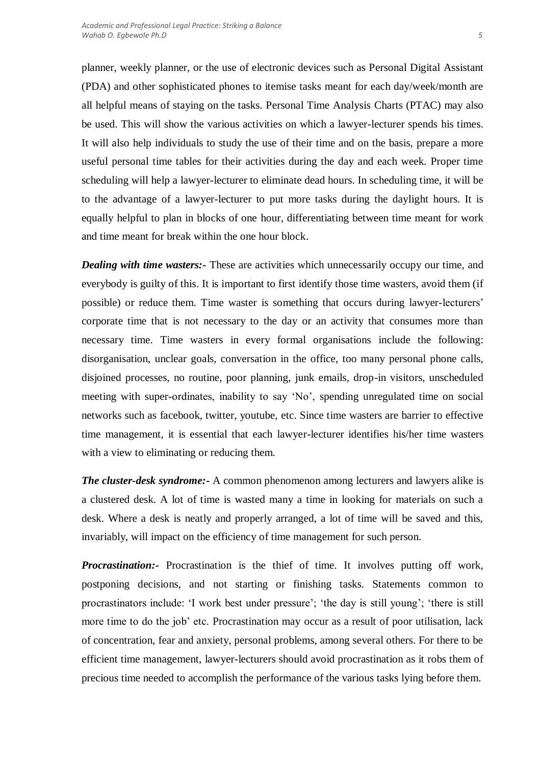planner, weekly planner, or the use of electronic devices such as Personal Digital Assistant (PDA) and other sophisticated phones to itemise tasks meant for each day/week/month are all helpful means of staying on the tasks. Personal Time Analysis Charts (PTAC) may also be used. This will show the various activities on which a lawyer-lecturer spends his times. It will also help individuals to study the use of their time and on the basis, prepare a more useful personal time tables for their activities during the day and each week. Proper time scheduling will help a lawyer-lecturer to eliminate dead hours. In scheduling time, it will be to the advantage of a lawyer-lecturer to put more tasks during the daylight hours. It is equally helpful to plan in blocks of one hour, differentiating between time meant for work and time meant for break within the one hour block.

***Dealing with time wasters:-*** These are activities which unnecessarily occupy our time, and everybody is guilty of this. It is important to first identify those time wasters, avoid them (if possible) or reduce them. Time waster is something that occurs during lawyer-lecturers' corporate time that is not necessary to the day or an activity that consumes more than necessary time. Time wasters in every formal organisations include the following: disorganisation, unclear goals, conversation in the office, too many personal phone calls, disjoined processes, no routine, poor planning, junk emails, drop-in visitors, unscheduled meeting with super-ordinates, inability to say 'No', spending unregulated time on social networks such as facebook, twitter, youtube, etc. Since time wasters are barrier to effective time management, it is essential that each lawyer-lecturer identifies his/her time wasters with a view to eliminating or reducing them.

***The cluster-desk syndrome:-*** A common phenomenon among lecturers and lawyers alike is a clustered desk. A lot of time is wasted many a time in looking for materials on such a desk. Where a desk is neatly and properly arranged, a lot of time will be saved and this, invariably, will impact on the efficiency of time management for such person.

***Procrastination:-*** Procrastination is the thief of time. It involves putting off work, postponing decisions, and not starting or finishing tasks. Statements common to procrastinators include: 'I work best under pressure'; 'the day is still young'; 'there is still more time to do the job' etc. Procrastination may occur as a result of poor utilisation, lack of concentration, fear and anxiety, personal problems, among several others. For there to be efficient time management, lawyer-lecturers should avoid procrastination as it robs them of precious time needed to accomplish the performance of the various tasks lying before them.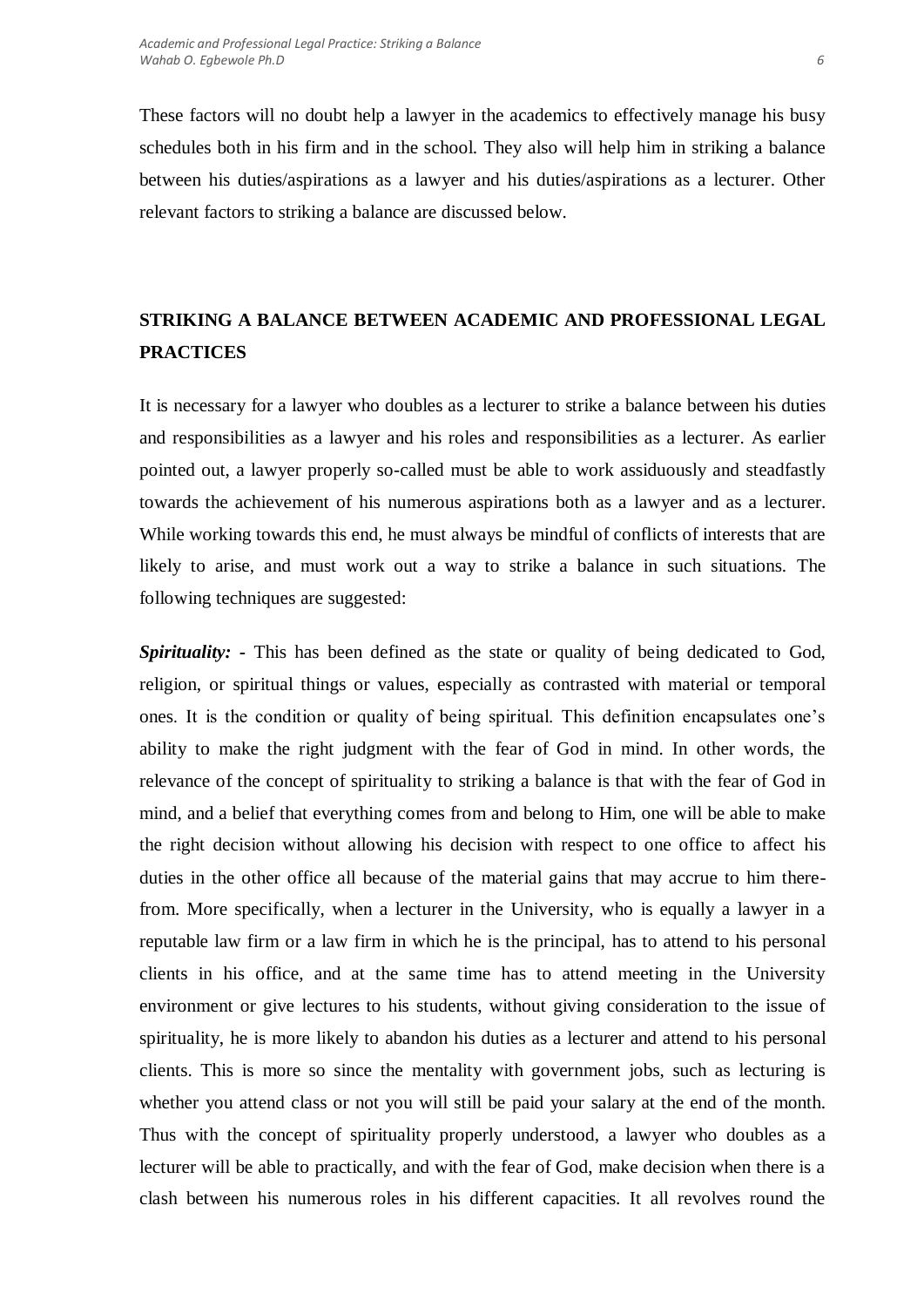These factors will no doubt help a lawyer in the academics to effectively manage his busy schedules both in his firm and in the school. They also will help him in striking a balance between his duties/aspirations as a lawyer and his duties/aspirations as a lecturer. Other relevant factors to striking a balance are discussed below.

## STRIKING A BALANCE BETWEEN ACADEMIC AND PROFESSIONAL LEGAL PRACTICES

It is necessary for a lawyer who doubles as a lecturer to strike a balance between his duties and responsibilities as a lawyer and his roles and responsibilities as a lecturer. As earlier pointed out, a lawyer properly so-called must be able to work assiduously and steadfastly towards the achievement of his numerous aspirations both as a lawyer and as a lecturer. While working towards this end, he must always be mindful of conflicts of interests that are likely to arise, and must work out a way to strike a balance in such situations. The following techniques are suggested:

***Spirituality:*** **-** This has been defined as the state or quality of being dedicated to God, religion, or spiritual things or values, especially as contrasted with material or temporal ones. It is the condition or quality of being spiritual. This definition encapsulates one's ability to make the right judgment with the fear of God in mind. In other words, the relevance of the concept of spirituality to striking a balance is that with the fear of God in mind, and a belief that everything comes from and belong to Him, one will be able to make the right decision without allowing his decision with respect to one office to affect his duties in the other office all because of the material gains that may accrue to him there-from. More specifically, when a lecturer in the University, who is equally a lawyer in a reputable law firm or a law firm in which he is the principal, has to attend to his personal clients in his office, and at the same time has to attend meeting in the University environment or give lectures to his students, without giving consideration to the issue of spirituality, he is more likely to abandon his duties as a lecturer and attend to his personal clients. This is more so since the mentality with government jobs, such as lecturing is whether you attend class or not you will still be paid your salary at the end of the month. Thus with the concept of spirituality properly understood, a lawyer who doubles as a lecturer will be able to practically, and with the fear of God, make decision when there is a clash between his numerous roles in his different capacities. It all revolves round the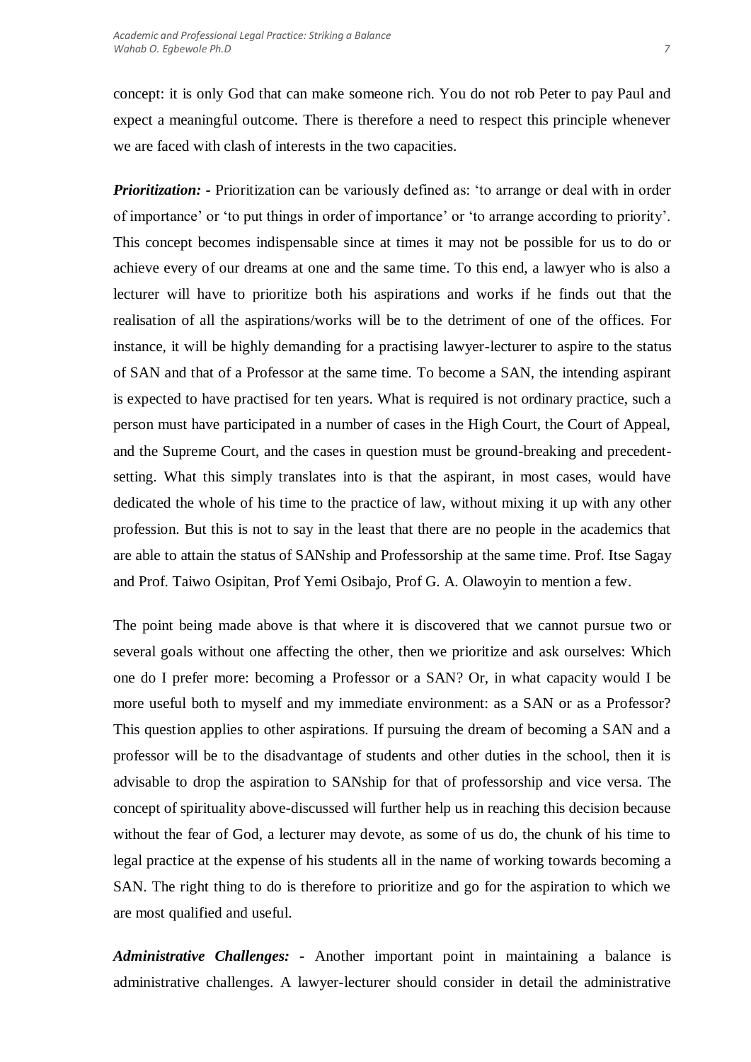concept: it is only God that can make someone rich. You do not rob Peter to pay Paul and expect a meaningful outcome. There is therefore a need to respect this principle whenever we are faced with clash of interests in the two capacities.

***Prioritization: -*** Prioritization can be variously defined as: 'to arrange or deal with in order of importance' or 'to put things in order of importance' or 'to arrange according to priority'. This concept becomes indispensable since at times it may not be possible for us to do or achieve every of our dreams at one and the same time. To this end, a lawyer who is also a lecturer will have to prioritize both his aspirations and works if he finds out that the realisation of all the aspirations/works will be to the detriment of one of the offices. For instance, it will be highly demanding for a practising lawyer-lecturer to aspire to the status of SAN and that of a Professor at the same time. To become a SAN, the intending aspirant is expected to have practised for ten years. What is required is not ordinary practice, such a person must have participated in a number of cases in the High Court, the Court of Appeal, and the Supreme Court, and the cases in question must be ground-breaking and precedent-setting. What this simply translates into is that the aspirant, in most cases, would have dedicated the whole of his time to the practice of law, without mixing it up with any other profession. But this is not to say in the least that there are no people in the academics that are able to attain the status of SANship and Professorship at the same time. Prof. Itse Sagay and Prof. Taiwo Osipitan, Prof Yemi Osibajo, Prof G. A. Olawoyin to mention a few.

The point being made above is that where it is discovered that we cannot pursue two or several goals without one affecting the other, then we prioritize and ask ourselves: Which one do I prefer more: becoming a Professor or a SAN? Or, in what capacity would I be more useful both to myself and my immediate environment: as a SAN or as a Professor? This question applies to other aspirations. If pursuing the dream of becoming a SAN and a professor will be to the disadvantage of students and other duties in the school, then it is advisable to drop the aspiration to SANship for that of professorship and vice versa. The concept of spirituality above-discussed will further help us in reaching this decision because without the fear of God, a lecturer may devote, as some of us do, the chunk of his time to legal practice at the expense of his students all in the name of working towards becoming a SAN. The right thing to do is therefore to prioritize and go for the aspiration to which we are most qualified and useful.

***Administrative Challenges: -*** Another important point in maintaining a balance is administrative challenges. A lawyer-lecturer should consider in detail the administrative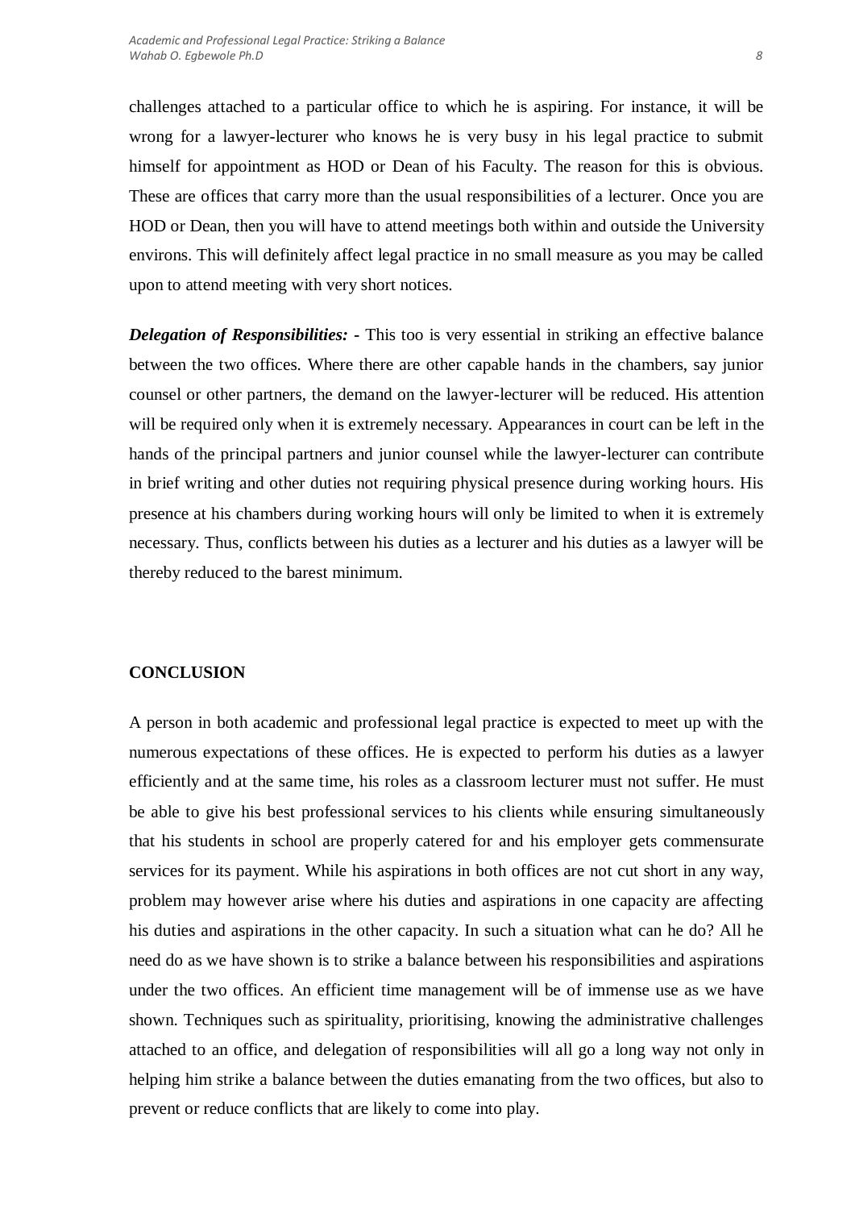challenges attached to a particular office to which he is aspiring. For instance, it will be wrong for a lawyer-lecturer who knows he is very busy in his legal practice to submit himself for appointment as HOD or Dean of his Faculty. The reason for this is obvious. These are offices that carry more than the usual responsibilities of a lecturer. Once you are HOD or Dean, then you will have to attend meetings both within and outside the University environs. This will definitely affect legal practice in no small measure as you may be called upon to attend meeting with very short notices.

***Delegation of Responsibilities: -*** This too is very essential in striking an effective balance between the two offices. Where there are other capable hands in the chambers, say junior counsel or other partners, the demand on the lawyer-lecturer will be reduced. His attention will be required only when it is extremely necessary. Appearances in court can be left in the hands of the principal partners and junior counsel while the lawyer-lecturer can contribute in brief writing and other duties not requiring physical presence during working hours. His presence at his chambers during working hours will only be limited to when it is extremely necessary. Thus, conflicts between his duties as a lecturer and his duties as a lawyer will be thereby reduced to the barest minimum.

## CONCLUSION

A person in both academic and professional legal practice is expected to meet up with the numerous expectations of these offices. He is expected to perform his duties as a lawyer efficiently and at the same time, his roles as a classroom lecturer must not suffer. He must be able to give his best professional services to his clients while ensuring simultaneously that his students in school are properly catered for and his employer gets commensurate services for its payment. While his aspirations in both offices are not cut short in any way, problem may however arise where his duties and aspirations in one capacity are affecting his duties and aspirations in the other capacity. In such a situation what can he do? All he need do as we have shown is to strike a balance between his responsibilities and aspirations under the two offices. An efficient time management will be of immense use as we have shown. Techniques such as spirituality, prioritising, knowing the administrative challenges attached to an office, and delegation of responsibilities will all go a long way not only in helping him strike a balance between the duties emanating from the two offices, but also to prevent or reduce conflicts that are likely to come into play.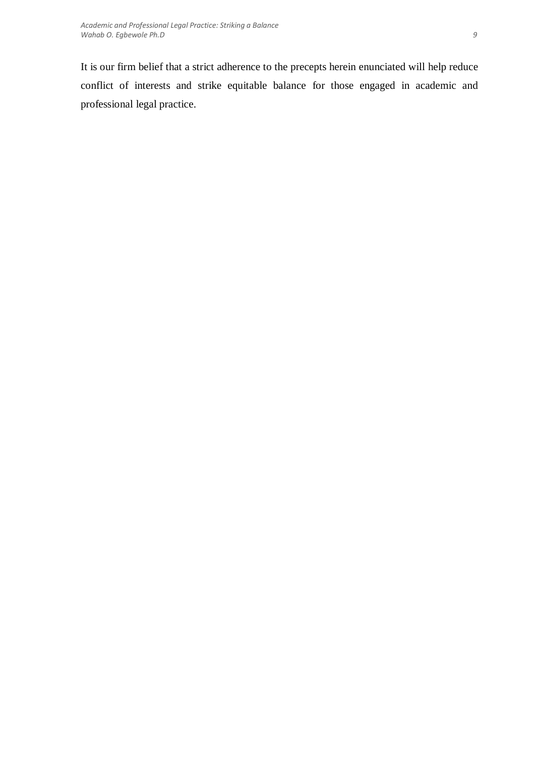It is our firm belief that a strict adherence to the precepts herein enunciated will help reduce conflict of interests and strike equitable balance for those engaged in academic and professional legal practice.